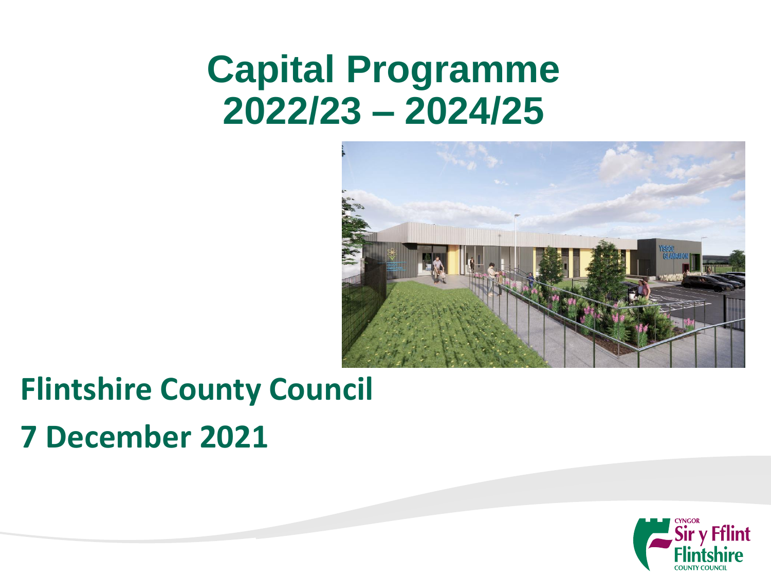# Capital Programme 2022/23 – 2024/25

## Flintshire County Council

## 7 December 2021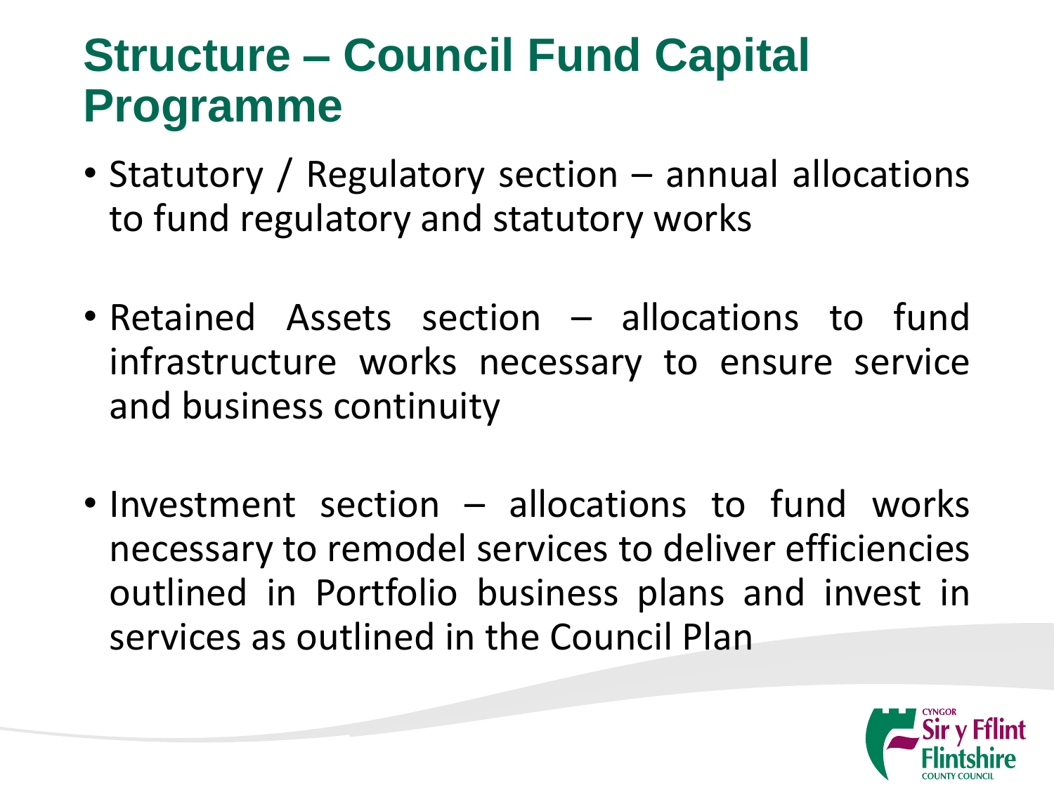# Structure – Council Fund Capital Programme

- Statutory / Regulatory section – annual allocations to fund regulatory and statutory works

- Retained Assets section – allocations to fund infrastructure works necessary to ensure service and business continuity

- Investment section – allocations to fund works necessary to remodel services to deliver efficiencies outlined in Portfolio business plans and invest in services as outlined in the Council Plan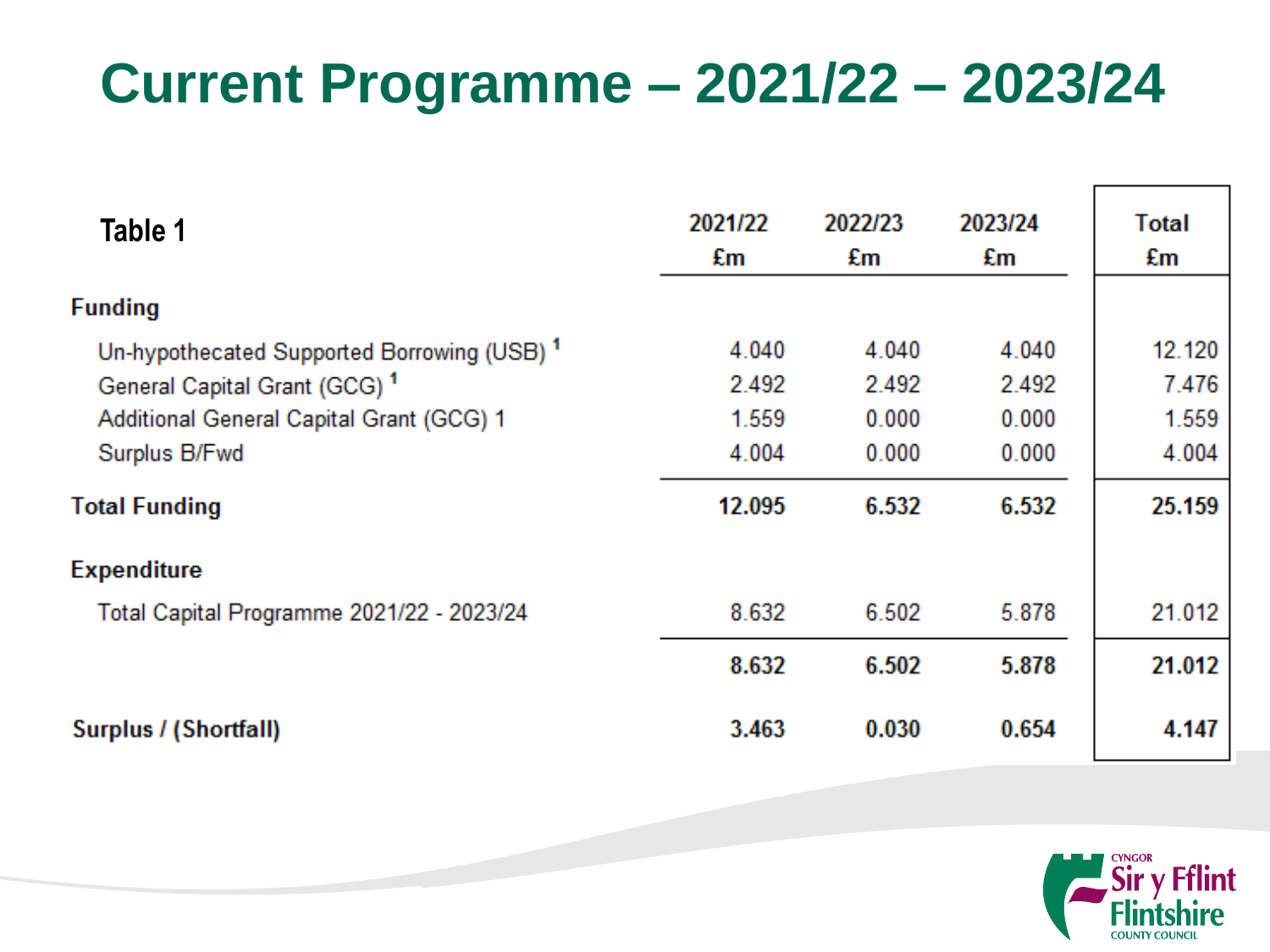# Current Programme – 2021/22 – 2023/24

**Table 1**

| | 2021/22 £m | 2022/23 £m | 2023/24 £m | Total £m |
|---|---|---|---|---|
| **Funding** | | | | |
| Un-hypothecated Supported Borrowing (USB) [1] | 4.040 | 4.040 | 4.040 | 12.120 |
| General Capital Grant (GCG) [1] | 2.492 | 2.492 | 2.492 | 7.476 |
| Additional General Capital Grant (GCG) 1 | 1.559 | 0.000 | 0.000 | 1.559 |
| Surplus B/Fwd | 4.004 | 0.000 | 0.000 | 4.004 |
| **Total Funding** | **12.095** | **6.532** | **6.532** | **25.159** |
| **Expenditure** | | | | |
| Total Capital Programme 2021/22 - 2023/24 | 8.632 | 6.502 | 5.878 | 21.012 |
| | **8.632** | **6.502** | **5.878** | **21.012** |
| **Surplus / (Shortfall)** | **3.463** | **0.030** | **0.654** | **4.147** |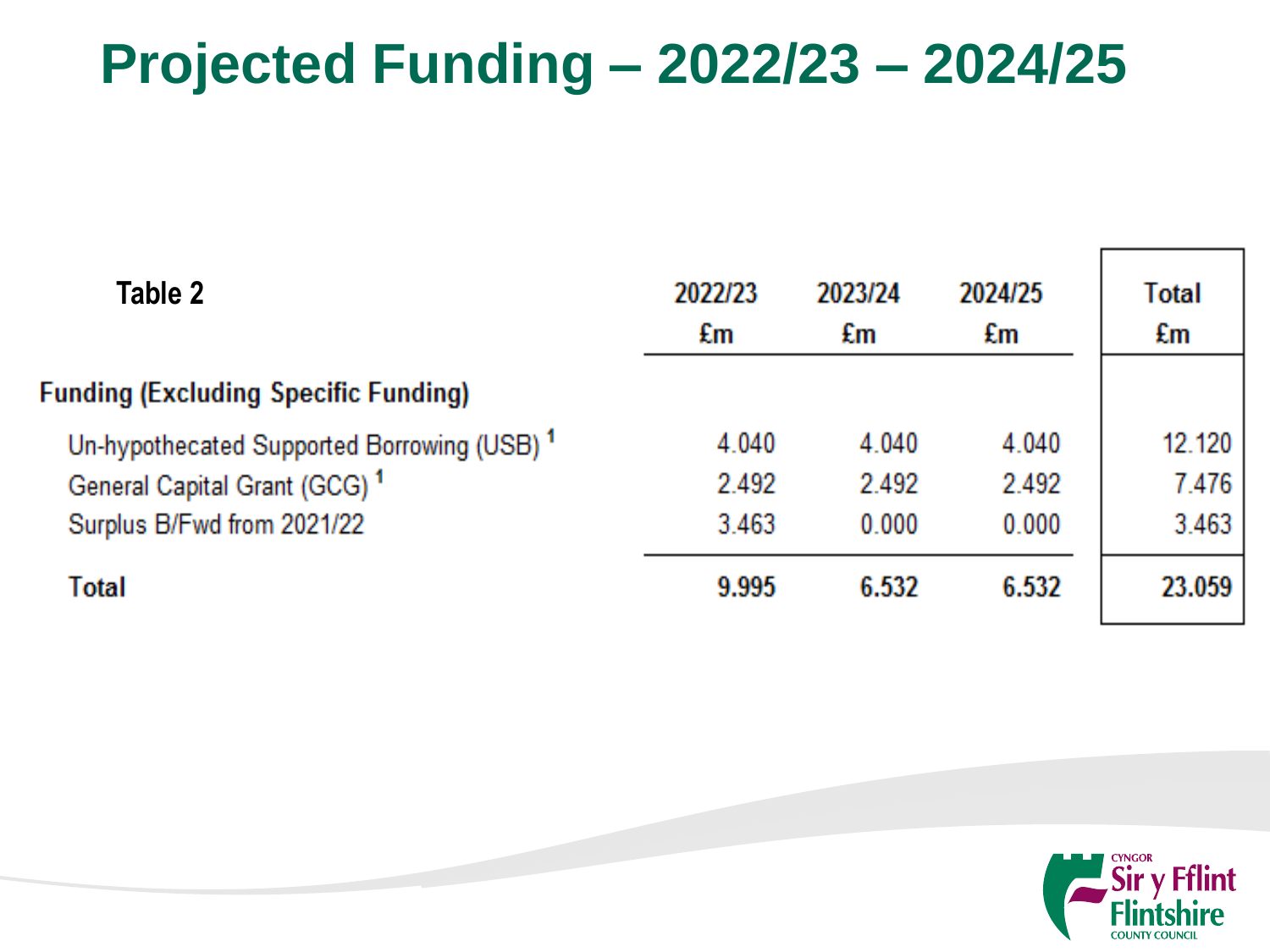# Projected Funding – 2022/23 – 2024/25

| Table 2 | 2022/23 £m | 2023/24 £m | 2024/25 £m | Total £m |
|---|---|---|---|---|
| **Funding (Excluding Specific Funding)** | | | | |
| Un-hypothecated Supported Borrowing (USB) [1] | 4.040 | 4.040 | 4.040 | 12.120 |
| General Capital Grant (GCG) [1] | 2.492 | 2.492 | 2.492 | 7.476 |
| Surplus B/Fwd from 2021/22 | 3.463 | 0.000 | 0.000 | 3.463 |
| **Total** | **9.995** | **6.532** | **6.532** | **23.059** |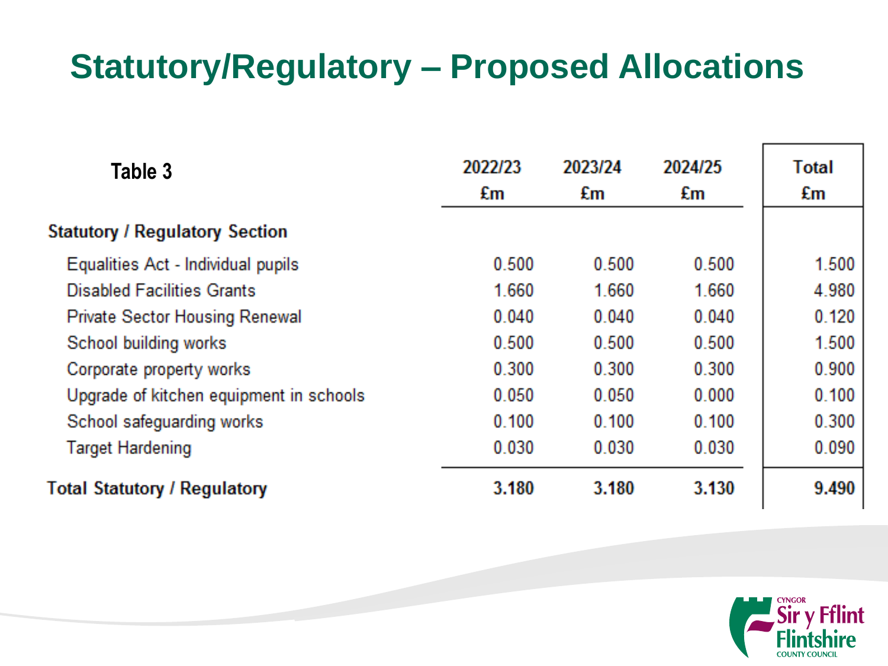# Statutory/Regulatory – Proposed Allocations

| Table 3 | 2022/23 £m | 2023/24 £m | 2024/25 £m | Total £m |
|---|---|---|---|---|
| **Statutory / Regulatory Section** | | | | |
| Equalities Act - Individual pupils | 0.500 | 0.500 | 0.500 | 1.500 |
| Disabled Facilities Grants | 1.660 | 1.660 | 1.660 | 4.980 |
| Private Sector Housing Renewal | 0.040 | 0.040 | 0.040 | 0.120 |
| School building works | 0.500 | 0.500 | 0.500 | 1.500 |
| Corporate property works | 0.300 | 0.300 | 0.300 | 0.900 |
| Upgrade of kitchen equipment in schools | 0.050 | 0.050 | 0.000 | 0.100 |
| School safeguarding works | 0.100 | 0.100 | 0.100 | 0.300 |
| Target Hardening | 0.030 | 0.030 | 0.030 | 0.090 |
| **Total Statutory / Regulatory** | **3.180** | **3.180** | **3.130** | **9.490** |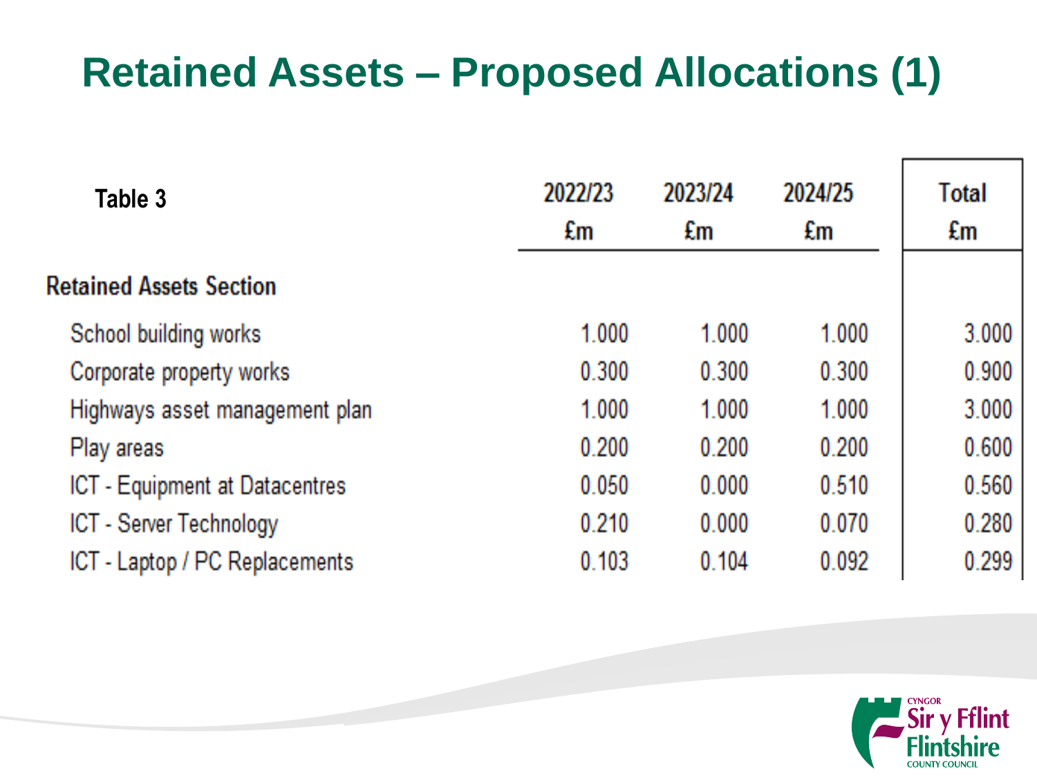# Retained Assets – Proposed Allocations (1)

| Table 3 | 2022/23 £m | 2023/24 £m | 2024/25 £m | Total £m |
|---|---|---|---|---|
| **Retained Assets Section** | | | | |
| School building works | 1.000 | 1.000 | 1.000 | 3.000 |
| Corporate property works | 0.300 | 0.300 | 0.300 | 0.900 |
| Highways asset management plan | 1.000 | 1.000 | 1.000 | 3.000 |
| Play areas | 0.200 | 0.200 | 0.200 | 0.600 |
| ICT - Equipment at Datacentres | 0.050 | 0.000 | 0.510 | 0.560 |
| ICT - Server Technology | 0.210 | 0.000 | 0.070 | 0.280 |
| ICT - Laptop / PC Replacements | 0.103 | 0.104 | 0.092 | 0.299 |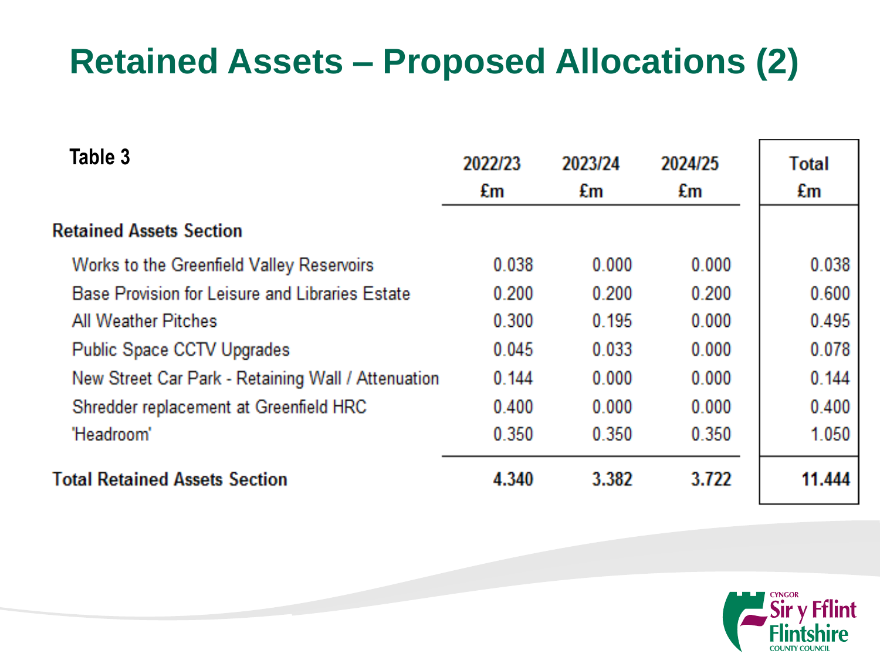# Retained Assets – Proposed Allocations (2)

**Table 3**

| | 2022/23 £m | 2023/24 £m | 2024/25 £m | Total £m |
|---|---|---|---|---|
| **Retained Assets Section** | | | | |
| Works to the Greenfield Valley Reservoirs | 0.038 | 0.000 | 0.000 | 0.038 |
| Base Provision for Leisure and Libraries Estate | 0.200 | 0.200 | 0.200 | 0.600 |
| All Weather Pitches | 0.300 | 0.195 | 0.000 | 0.495 |
| Public Space CCTV Upgrades | 0.045 | 0.033 | 0.000 | 0.078 |
| New Street Car Park - Retaining Wall / Attenuation | 0.144 | 0.000 | 0.000 | 0.144 |
| Shredder replacement at Greenfield HRC | 0.400 | 0.000 | 0.000 | 0.400 |
| 'Headroom' | 0.350 | 0.350 | 0.350 | 1.050 |
| **Total Retained Assets Section** | **4.340** | **3.382** | **3.722** | **11.444** |

CYNGOR Sir y Fflint Flintshire COUNTY COUNCIL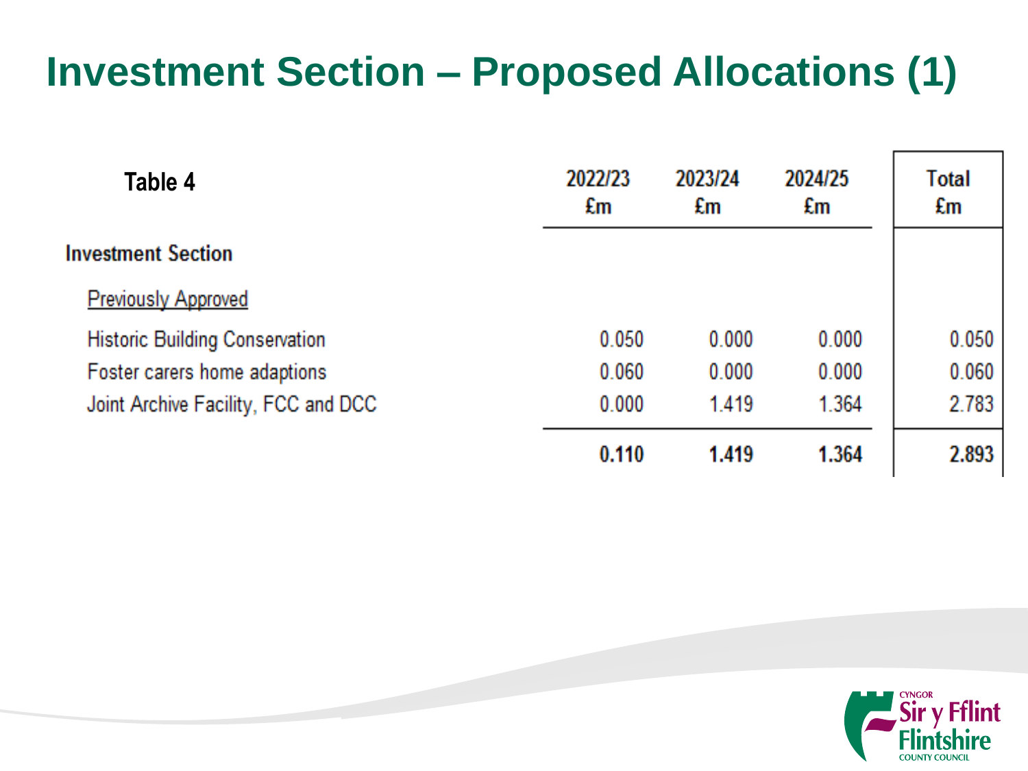# Investment Section – Proposed Allocations (1)

| Table 4 | 2022/23 £m | 2023/24 £m | 2024/25 £m | Total £m |
|---|---|---|---|---|
| **Investment Section** | | | | |
| Previously Approved | | | | |
| Historic Building Conservation | 0.050 | 0.000 | 0.000 | 0.050 |
| Foster carers home adaptions | 0.060 | 0.000 | 0.000 | 0.060 |
| Joint Archive Facility, FCC and DCC | 0.000 | 1.419 | 1.364 | 2.783 |
| | **0.110** | **1.419** | **1.364** | **2.893** |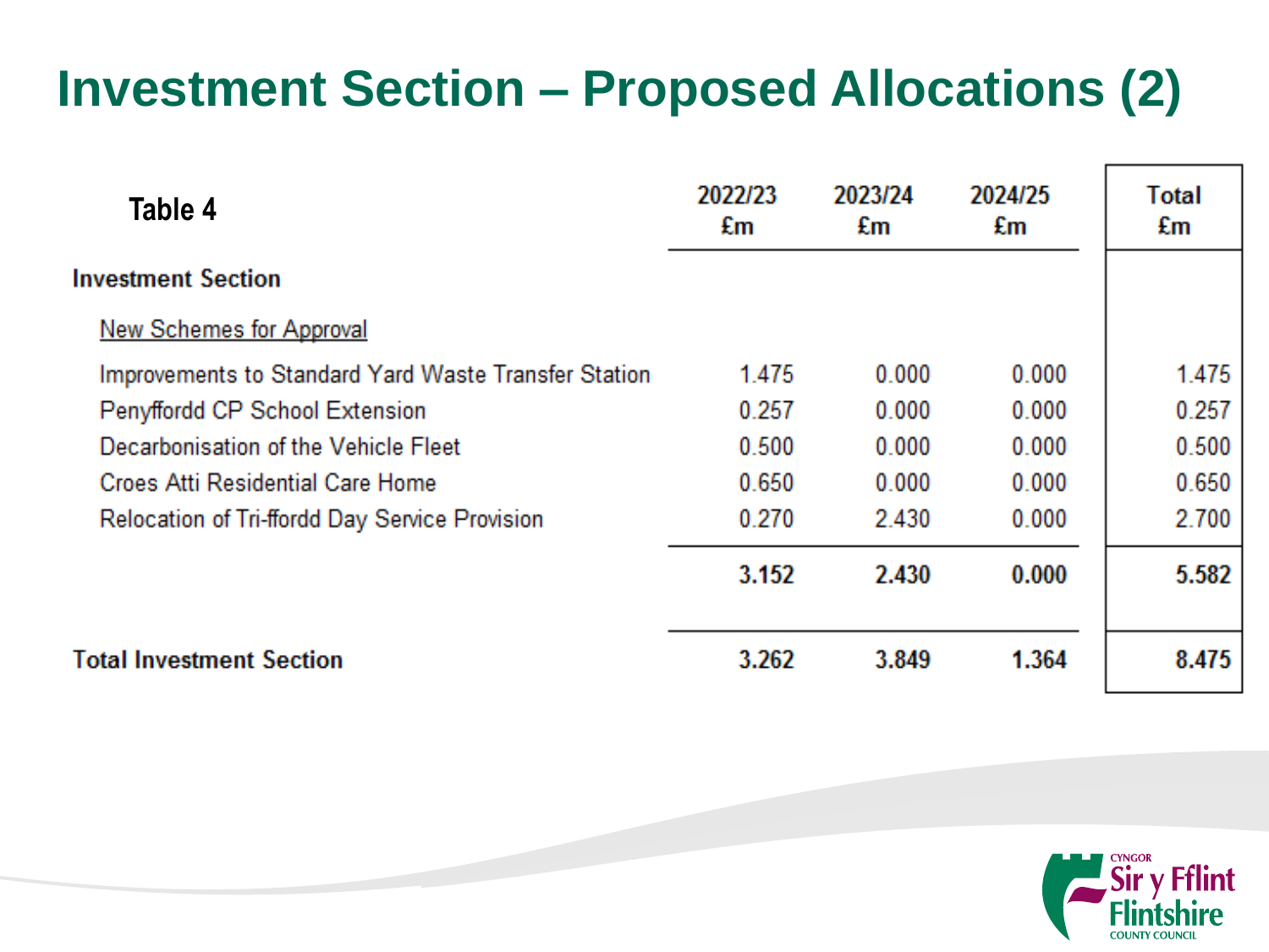# Investment Section – Proposed Allocations (2)

| Table 4 | 2022/23 £m | 2023/24 £m | 2024/25 £m | Total £m |
|---|---|---|---|---|
| **Investment Section** | | | | |
| New Schemes for Approval | | | | |
| Improvements to Standard Yard Waste Transfer Station | 1.475 | 0.000 | 0.000 | 1.475 |
| Penyffordd CP School Extension | 0.257 | 0.000 | 0.000 | 0.257 |
| Decarbonisation of the Vehicle Fleet | 0.500 | 0.000 | 0.000 | 0.500 |
| Croes Atti Residential Care Home | 0.650 | 0.000 | 0.000 | 0.650 |
| Relocation of Tri-ffordd Day Service Provision | 0.270 | 2.430 | 0.000 | 2.700 |
| | **3.152** | **2.430** | **0.000** | **5.582** |
| **Total Investment Section** | **3.262** | **3.849** | **1.364** | **8.475** |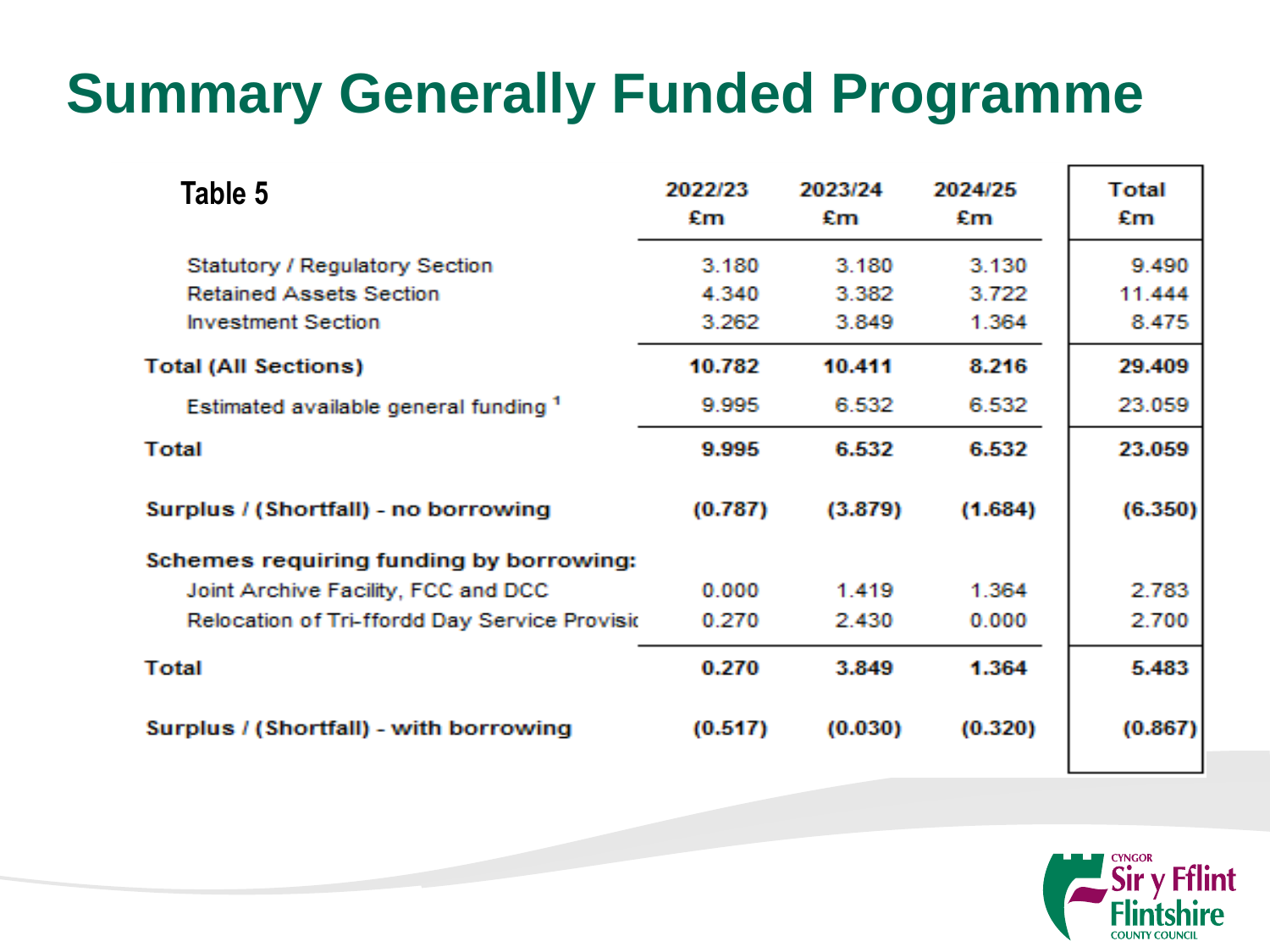# Summary Generally Funded Programme

| Table 5 | 2022/23 £m | 2023/24 £m | 2024/25 £m | Total £m |
|---|---|---|---|---|
| Statutory / Regulatory Section | 3.180 | 3.180 | 3.130 | 9.490 |
| Retained Assets Section | 4.340 | 3.382 | 3.722 | 11.444 |
| Investment Section | 3.262 | 3.849 | 1.364 | 8.475 |
| **Total (All Sections)** | **10.782** | **10.411** | **8.216** | **29.409** |
| Estimated available general funding [1] | 9.995 | 6.532 | 6.532 | 23.059 |
| **Total** | **9.995** | **6.532** | **6.532** | **23.059** |
| **Surplus / (Shortfall) - no borrowing** | **(0.787)** | **(3.879)** | **(1.684)** | **(6.350)** |
| **Schemes requiring funding by borrowing:** | | | | |
| Joint Archive Facility, FCC and DCC | 0.000 | 1.419 | 1.364 | 2.783 |
| Relocation of Tri-ffordd Day Service Provisio | 0.270 | 2.430 | 0.000 | 2.700 |
| **Total** | **0.270** | **3.849** | **1.364** | **5.483** |
| **Surplus / (Shortfall) - with borrowing** | **(0.517)** | **(0.030)** | **(0.320)** | **(0.867)** |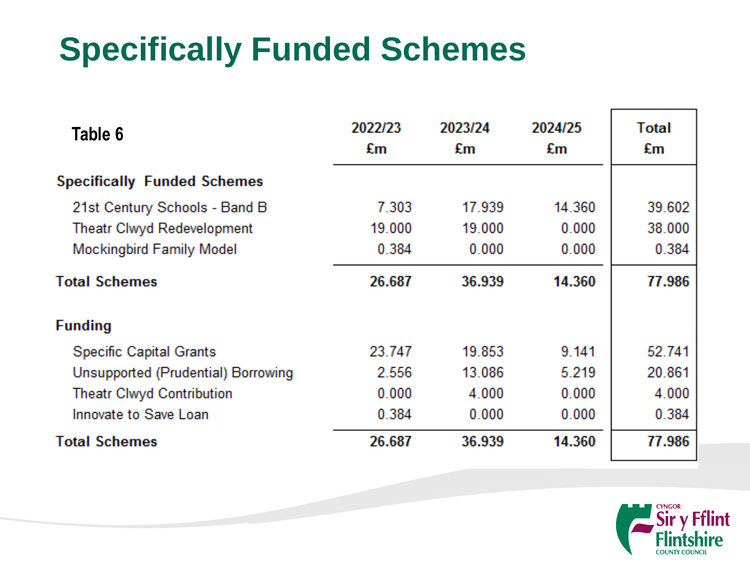# Specifically Funded Schemes

| Table 6 | 2022/23 £m | 2023/24 £m | 2024/25 £m | Total £m |
|---|---|---|---|---|
| **Specifically Funded Schemes** | | | | |
| 21st Century Schools - Band B | 7.303 | 17.939 | 14.360 | 39.602 |
| Theatr Clwyd Redevelopment | 19.000 | 19.000 | 0.000 | 38.000 |
| Mockingbird Family Model | 0.384 | 0.000 | 0.000 | 0.384 |
| **Total Schemes** | **26.687** | **36.939** | **14.360** | **77.986** |
| | | | | |
| **Funding** | | | | |
| Specific Capital Grants | 23.747 | 19.853 | 9.141 | 52.741 |
| Unsupported (Prudential) Borrowing | 2.556 | 13.086 | 5.219 | 20.861 |
| Theatr Clwyd Contribution | 0.000 | 4.000 | 0.000 | 4.000 |
| Innovate to Save Loan | 0.384 | 0.000 | 0.000 | 0.384 |
| **Total Schemes** | **26.687** | **36.939** | **14.360** | **77.986** |

CYNGOR Sir y Fflint Flintshire COUNTY COUNCIL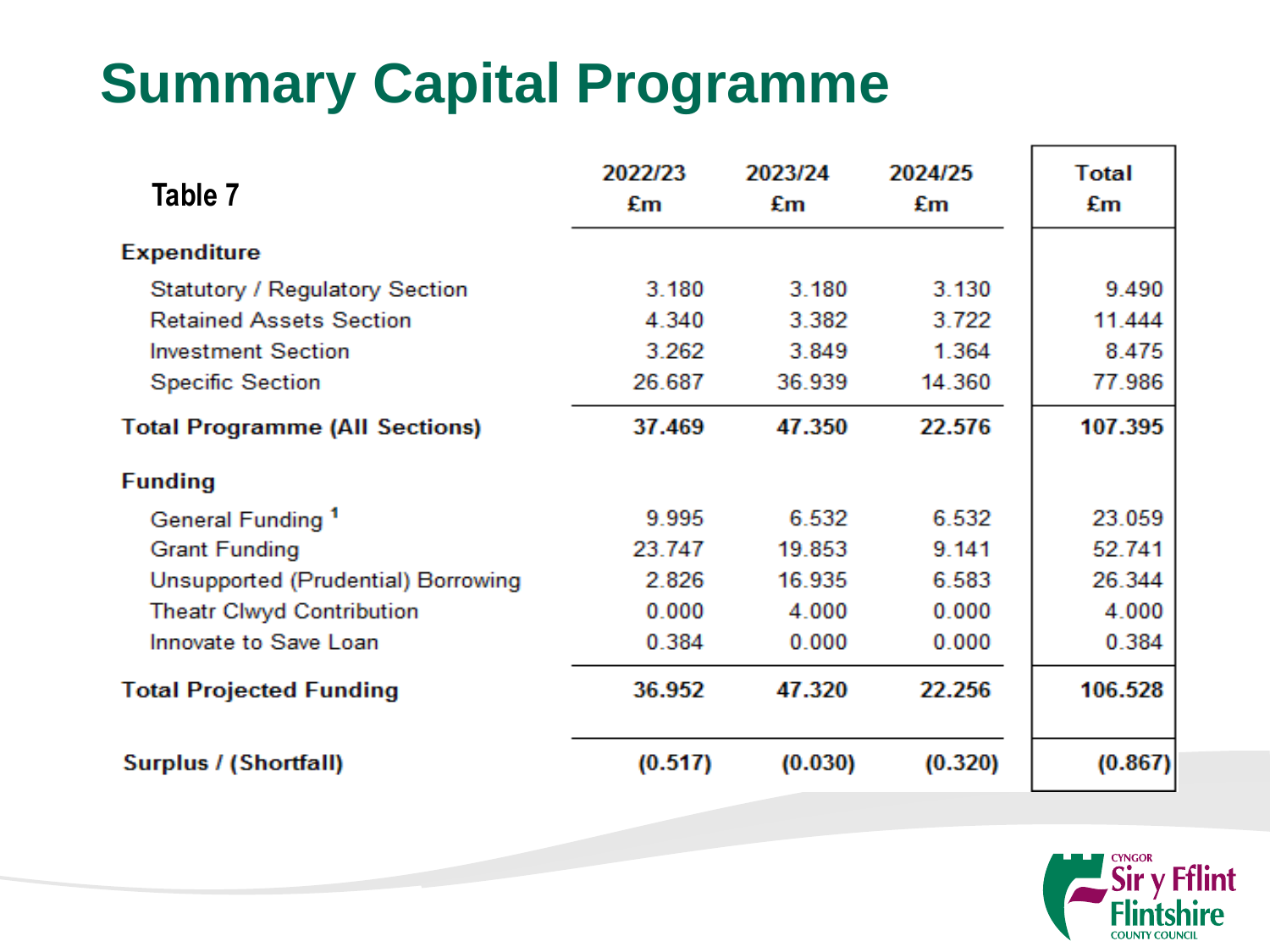# Summary Capital Programme

| Table 7 | 2022/23 £m | 2023/24 £m | 2024/25 £m | Total £m |
|---|---|---|---|---|
| **Expenditure** | | | | |
| Statutory / Regulatory Section | 3.180 | 3.180 | 3.130 | 9.490 |
| Retained Assets Section | 4.340 | 3.382 | 3.722 | 11.444 |
| Investment Section | 3.262 | 3.849 | 1.364 | 8.475 |
| Specific Section | 26.687 | 36.939 | 14.360 | 77.986 |
| **Total Programme (All Sections)** | **37.469** | **47.350** | **22.576** | **107.395** |
| **Funding** | | | | |
| General Funding [1] | 9.995 | 6.532 | 6.532 | 23.059 |
| Grant Funding | 23.747 | 19.853 | 9.141 | 52.741 |
| Unsupported (Prudential) Borrowing | 2.826 | 16.935 | 6.583 | 26.344 |
| Theatr Clwyd Contribution | 0.000 | 4.000 | 0.000 | 4.000 |
| Innovate to Save Loan | 0.384 | 0.000 | 0.000 | 0.384 |
| **Total Projected Funding** | **36.952** | **47.320** | **22.256** | **106.528** |
| **Surplus / (Shortfall)** | **(0.517)** | **(0.030)** | **(0.320)** | **(0.867)** |

Cyngor Sir y Fflint
Flintshire County Council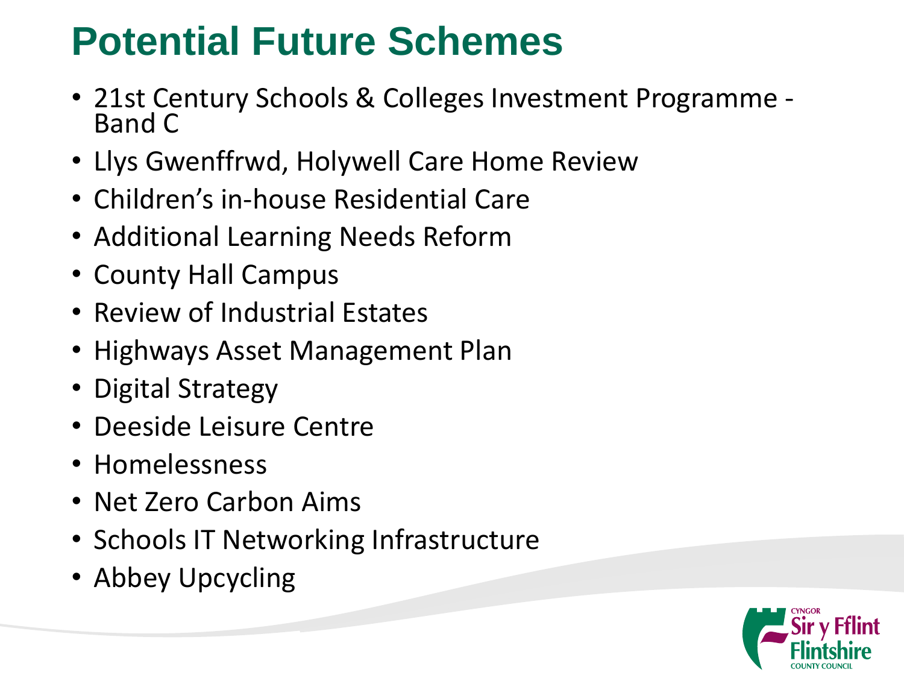# Potential Future Schemes

- 21st Century Schools & Colleges Investment Programme - Band C
- Llys Gwenffrwd, Holywell Care Home Review
- Children's in-house Residential Care
- Additional Learning Needs Reform
- County Hall Campus
- Review of Industrial Estates
- Highways Asset Management Plan
- Digital Strategy
- Deeside Leisure Centre
- Homelessness
- Net Zero Carbon Aims
- Schools IT Networking Infrastructure
- Abbey Upcycling